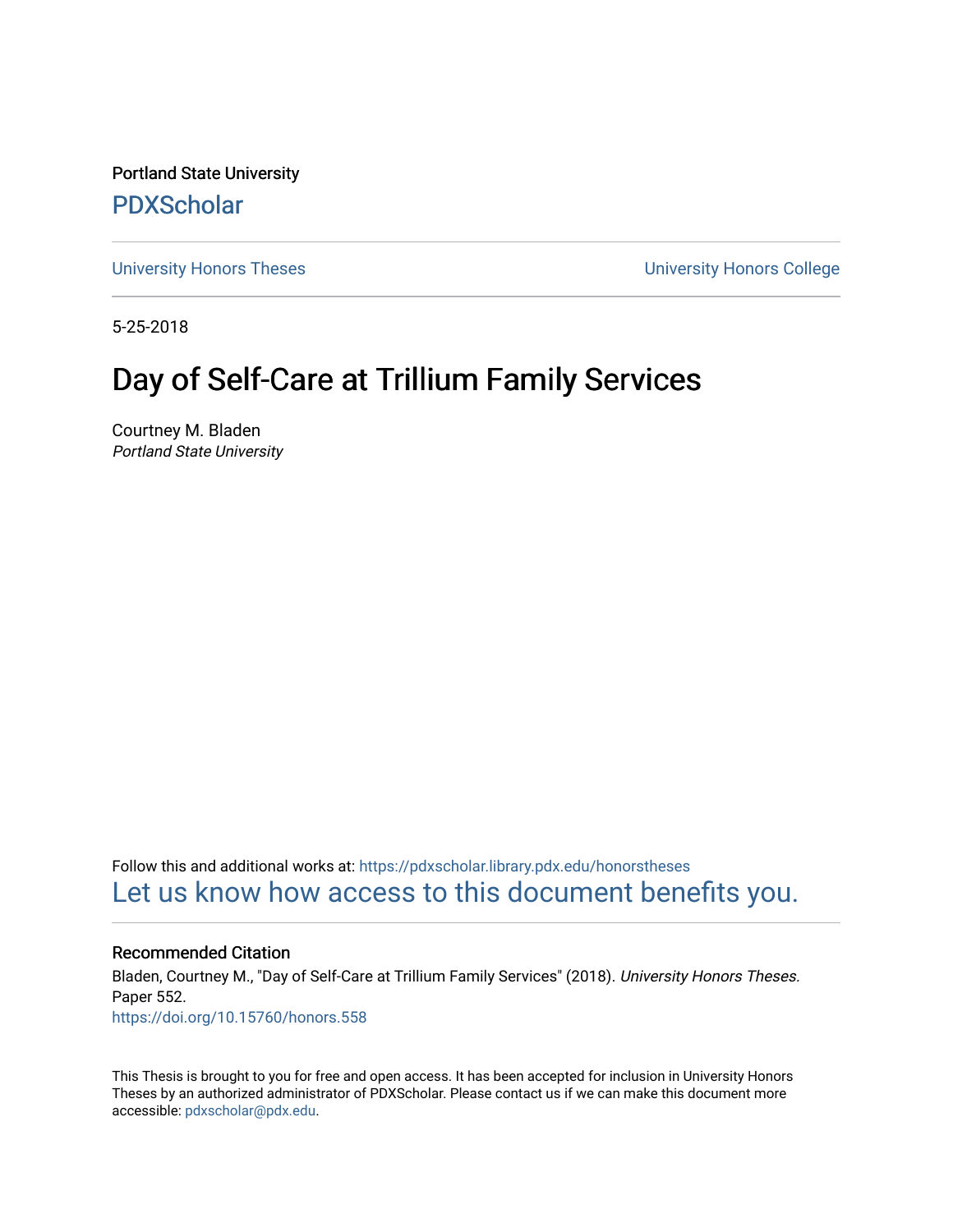Portland State University

PDXScholar

University Honors Theses

University Honors College

5-25-2018

# Day of Self-Care at Trillium Family Services

Courtney M. Bladen
*Portland State University*

Follow this and additional works at: https://pdxscholar.library.pdx.edu/honorstheses

Let us know how access to this document benefits you.

### Recommended Citation

Bladen, Courtney M., "Day of Self-Care at Trillium Family Services" (2018). *University Honors Theses.* Paper 552.
https://doi.org/10.15760/honors.558

This Thesis is brought to you for free and open access. It has been accepted for inclusion in University Honors Theses by an authorized administrator of PDXScholar. Please contact us if we can make this document more accessible: pdxscholar@pdx.edu.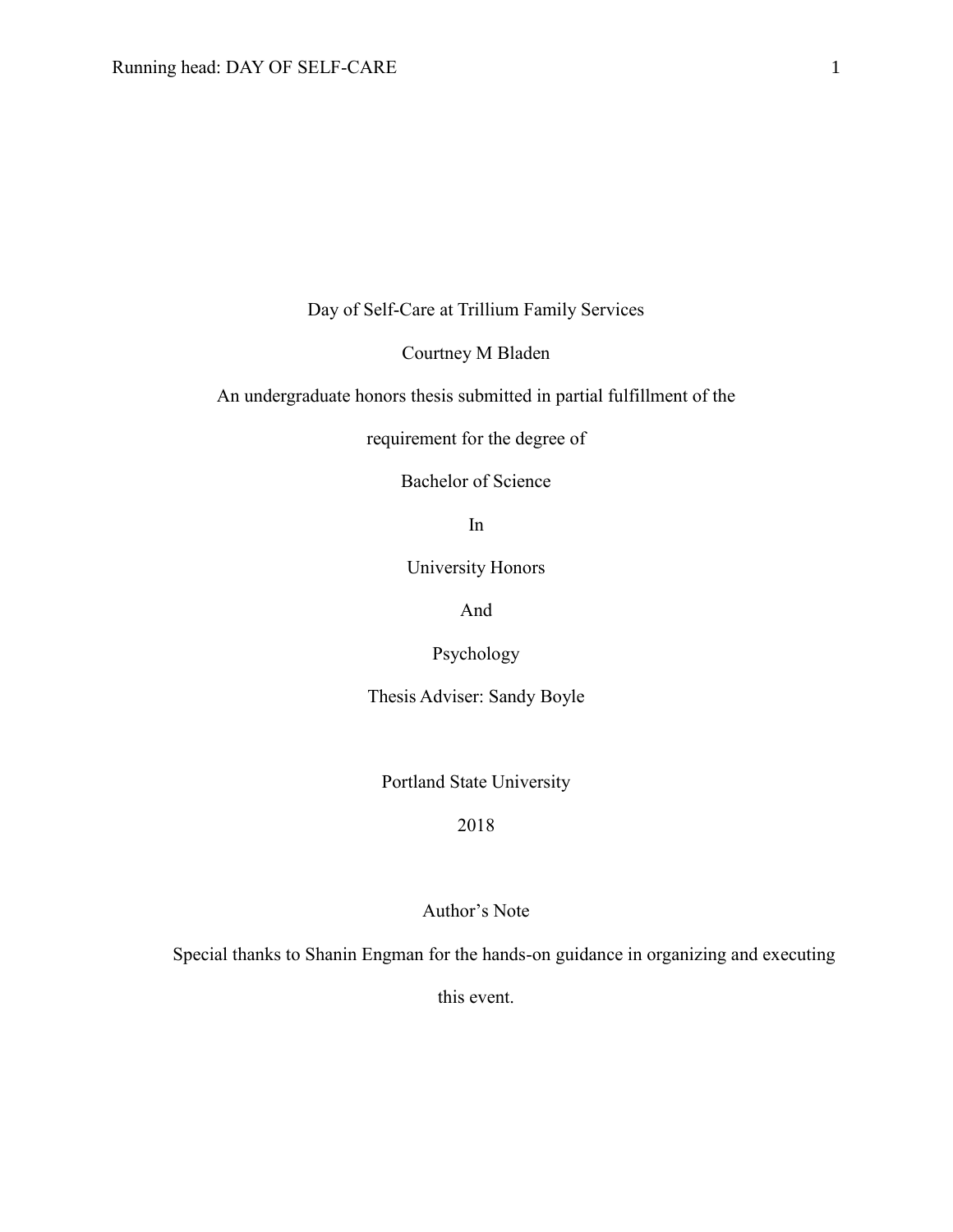Day of Self-Care at Trillium Family Services

Courtney M Bladen

An undergraduate honors thesis submitted in partial fulfillment of the

requirement for the degree of

Bachelor of Science

In

University Honors

And

Psychology

Thesis Adviser: Sandy Boyle

Portland State University

2018

Author's Note

Special thanks to Shanin Engman for the hands-on guidance in organizing and executing this event.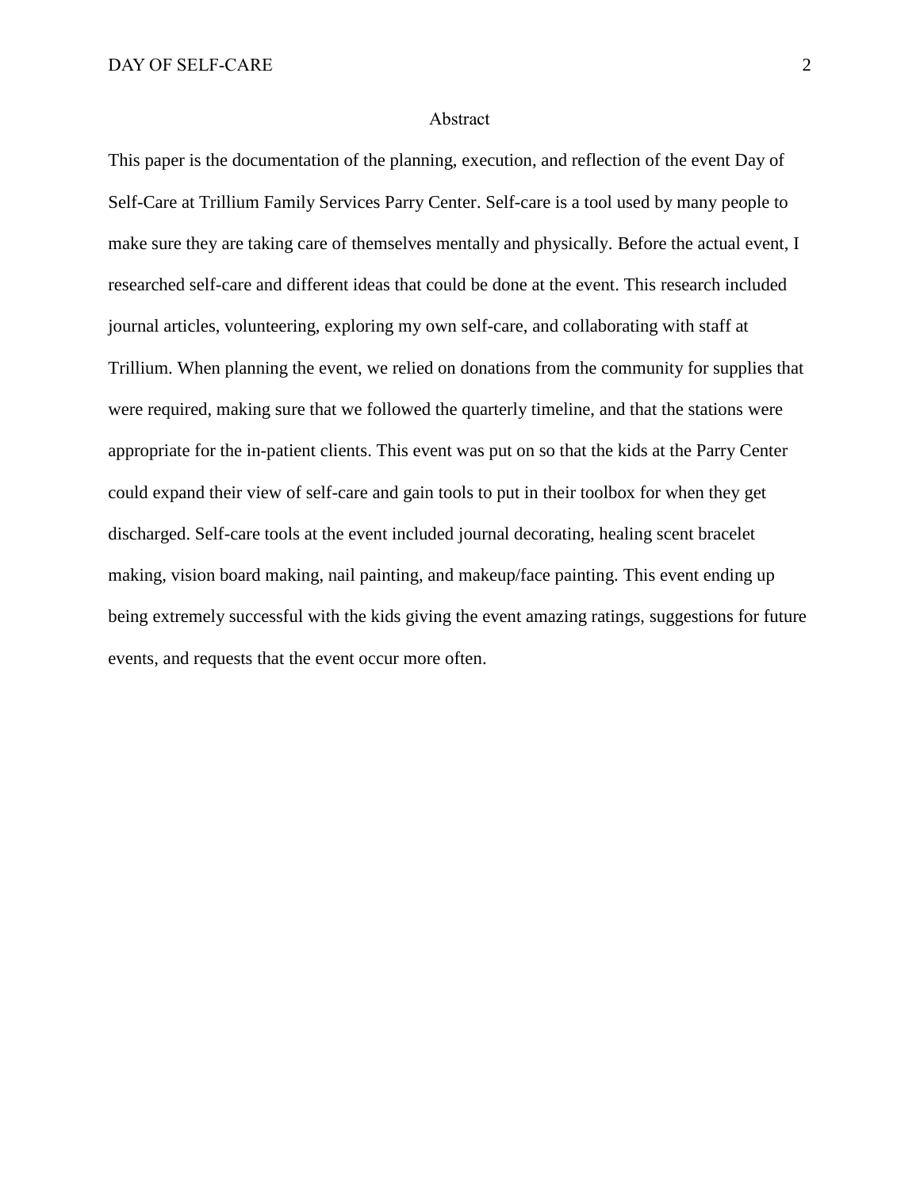# Abstract

This paper is the documentation of the planning, execution, and reflection of the event Day of Self-Care at Trillium Family Services Parry Center. Self-care is a tool used by many people to make sure they are taking care of themselves mentally and physically. Before the actual event, I researched self-care and different ideas that could be done at the event. This research included journal articles, volunteering, exploring my own self-care, and collaborating with staff at Trillium. When planning the event, we relied on donations from the community for supplies that were required, making sure that we followed the quarterly timeline, and that the stations were appropriate for the in-patient clients. This event was put on so that the kids at the Parry Center could expand their view of self-care and gain tools to put in their toolbox for when they get discharged. Self-care tools at the event included journal decorating, healing scent bracelet making, vision board making, nail painting, and makeup/face painting. This event ending up being extremely successful with the kids giving the event amazing ratings, suggestions for future events, and requests that the event occur more often.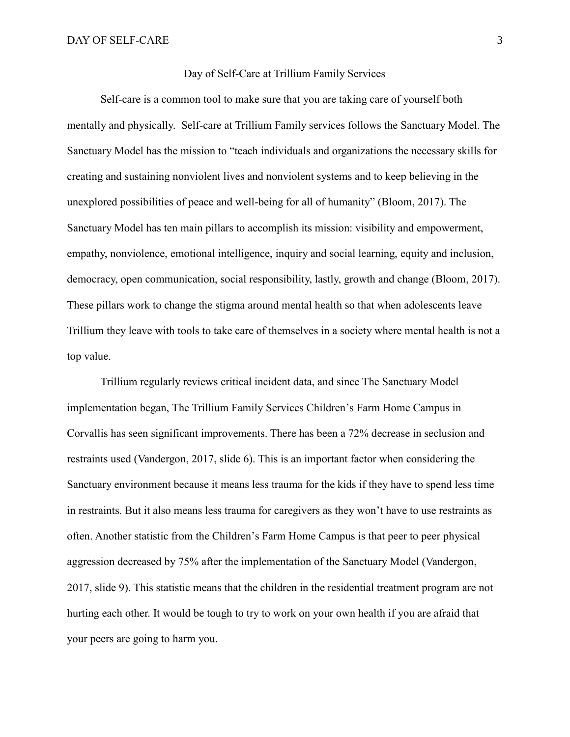# Day of Self-Care at Trillium Family Services

Self-care is a common tool to make sure that you are taking care of yourself both mentally and physically. Self-care at Trillium Family services follows the Sanctuary Model. The Sanctuary Model has the mission to "teach individuals and organizations the necessary skills for creating and sustaining nonviolent lives and nonviolent systems and to keep believing in the unexplored possibilities of peace and well-being for all of humanity" (Bloom, 2017). The Sanctuary Model has ten main pillars to accomplish its mission: visibility and empowerment, empathy, nonviolence, emotional intelligence, inquiry and social learning, equity and inclusion, democracy, open communication, social responsibility, lastly, growth and change (Bloom, 2017). These pillars work to change the stigma around mental health so that when adolescents leave Trillium they leave with tools to take care of themselves in a society where mental health is not a top value.

Trillium regularly reviews critical incident data, and since The Sanctuary Model implementation began, The Trillium Family Services Children's Farm Home Campus in Corvallis has seen significant improvements. There has been a 72% decrease in seclusion and restraints used (Vandergon, 2017, slide 6). This is an important factor when considering the Sanctuary environment because it means less trauma for the kids if they have to spend less time in restraints. But it also means less trauma for caregivers as they won't have to use restraints as often. Another statistic from the Children's Farm Home Campus is that peer to peer physical aggression decreased by 75% after the implementation of the Sanctuary Model (Vandergon, 2017, slide 9). This statistic means that the children in the residential treatment program are not hurting each other. It would be tough to try to work on your own health if you are afraid that your peers are going to harm you.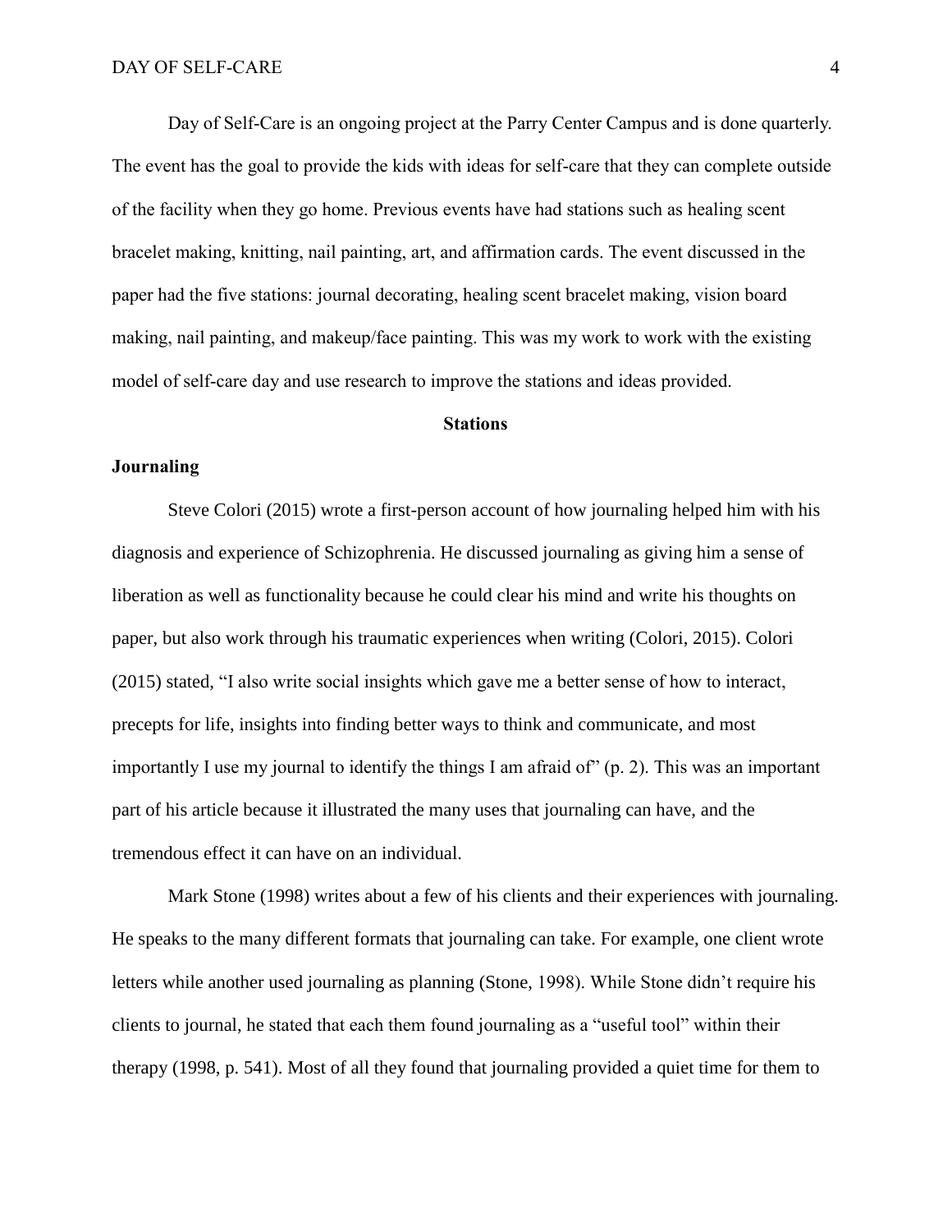Day of Self-Care is an ongoing project at the Parry Center Campus and is done quarterly. The event has the goal to provide the kids with ideas for self-care that they can complete outside of the facility when they go home. Previous events have had stations such as healing scent bracelet making, knitting, nail painting, art, and affirmation cards. The event discussed in the paper had the five stations: journal decorating, healing scent bracelet making, vision board making, nail painting, and makeup/face painting. This was my work to work with the existing model of self-care day and use research to improve the stations and ideas provided.

## Stations

### Journaling

Steve Colori (2015) wrote a first-person account of how journaling helped him with his diagnosis and experience of Schizophrenia. He discussed journaling as giving him a sense of liberation as well as functionality because he could clear his mind and write his thoughts on paper, but also work through his traumatic experiences when writing (Colori, 2015). Colori (2015) stated, “I also write social insights which gave me a better sense of how to interact, precepts for life, insights into finding better ways to think and communicate, and most importantly I use my journal to identify the things I am afraid of” (p. 2). This was an important part of his article because it illustrated the many uses that journaling can have, and the tremendous effect it can have on an individual.

Mark Stone (1998) writes about a few of his clients and their experiences with journaling. He speaks to the many different formats that journaling can take. For example, one client wrote letters while another used journaling as planning (Stone, 1998). While Stone didn’t require his clients to journal, he stated that each them found journaling as a “useful tool” within their therapy (1998, p. 541). Most of all they found that journaling provided a quiet time for them to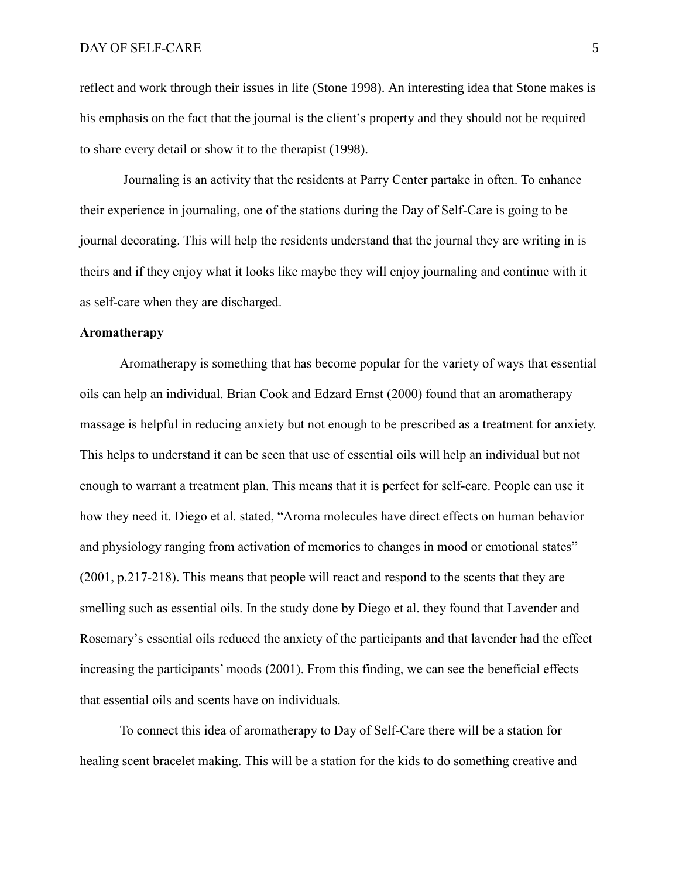reflect and work through their issues in life (Stone 1998). An interesting idea that Stone makes is his emphasis on the fact that the journal is the client's property and they should not be required to share every detail or show it to the therapist (1998).

Journaling is an activity that the residents at Parry Center partake in often. To enhance their experience in journaling, one of the stations during the Day of Self-Care is going to be journal decorating. This will help the residents understand that the journal they are writing in is theirs and if they enjoy what it looks like maybe they will enjoy journaling and continue with it as self-care when they are discharged.

**Aromatherapy**

Aromatherapy is something that has become popular for the variety of ways that essential oils can help an individual. Brian Cook and Edzard Ernst (2000) found that an aromatherapy massage is helpful in reducing anxiety but not enough to be prescribed as a treatment for anxiety. This helps to understand it can be seen that use of essential oils will help an individual but not enough to warrant a treatment plan. This means that it is perfect for self-care. People can use it how they need it. Diego et al. stated, "Aroma molecules have direct effects on human behavior and physiology ranging from activation of memories to changes in mood or emotional states" (2001, p.217-218). This means that people will react and respond to the scents that they are smelling such as essential oils. In the study done by Diego et al. they found that Lavender and Rosemary's essential oils reduced the anxiety of the participants and that lavender had the effect increasing the participants' moods (2001). From this finding, we can see the beneficial effects that essential oils and scents have on individuals.

To connect this idea of aromatherapy to Day of Self-Care there will be a station for healing scent bracelet making. This will be a station for the kids to do something creative and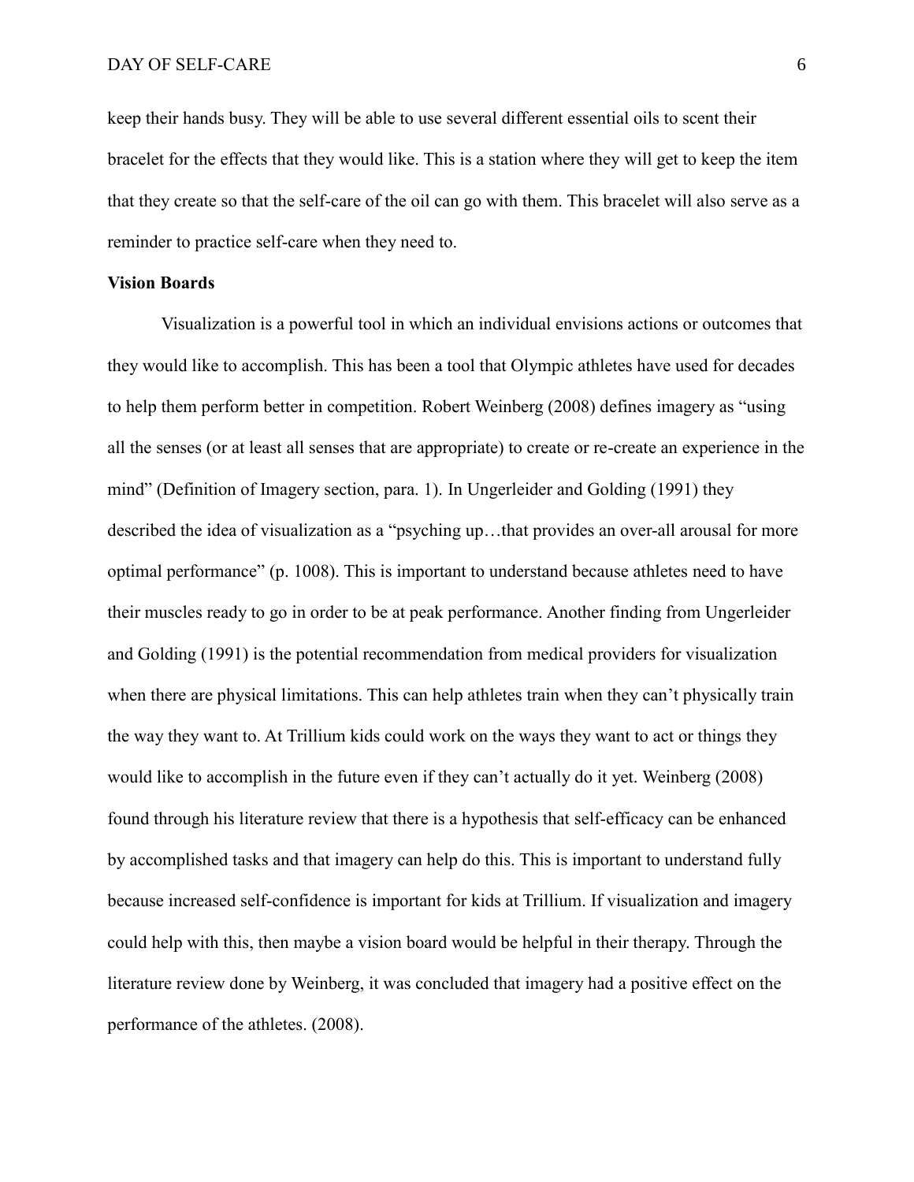keep their hands busy. They will be able to use several different essential oils to scent their bracelet for the effects that they would like. This is a station where they will get to keep the item that they create so that the self-care of the oil can go with them. This bracelet will also serve as a reminder to practice self-care when they need to.

**Vision Boards**

Visualization is a powerful tool in which an individual envisions actions or outcomes that they would like to accomplish. This has been a tool that Olympic athletes have used for decades to help them perform better in competition. Robert Weinberg (2008) defines imagery as "using all the senses (or at least all senses that are appropriate) to create or re-create an experience in the mind" (Definition of Imagery section, para. 1). In Ungerleider and Golding (1991) they described the idea of visualization as a "psyching up…that provides an over-all arousal for more optimal performance" (p. 1008). This is important to understand because athletes need to have their muscles ready to go in order to be at peak performance. Another finding from Ungerleider and Golding (1991) is the potential recommendation from medical providers for visualization when there are physical limitations. This can help athletes train when they can't physically train the way they want to. At Trillium kids could work on the ways they want to act or things they would like to accomplish in the future even if they can't actually do it yet. Weinberg (2008) found through his literature review that there is a hypothesis that self-efficacy can be enhanced by accomplished tasks and that imagery can help do this. This is important to understand fully because increased self-confidence is important for kids at Trillium. If visualization and imagery could help with this, then maybe a vision board would be helpful in their therapy. Through the literature review done by Weinberg, it was concluded that imagery had a positive effect on the performance of the athletes. (2008).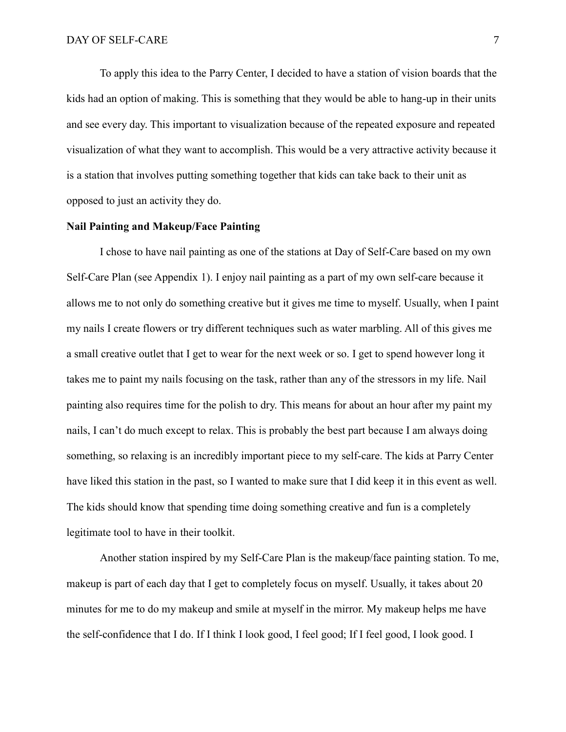To apply this idea to the Parry Center, I decided to have a station of vision boards that the kids had an option of making. This is something that they would be able to hang-up in their units and see every day. This important to visualization because of the repeated exposure and repeated visualization of what they want to accomplish. This would be a very attractive activity because it is a station that involves putting something together that kids can take back to their unit as opposed to just an activity they do.

**Nail Painting and Makeup/Face Painting**

I chose to have nail painting as one of the stations at Day of Self-Care based on my own Self-Care Plan (see Appendix 1). I enjoy nail painting as a part of my own self-care because it allows me to not only do something creative but it gives me time to myself. Usually, when I paint my nails I create flowers or try different techniques such as water marbling. All of this gives me a small creative outlet that I get to wear for the next week or so. I get to spend however long it takes me to paint my nails focusing on the task, rather than any of the stressors in my life. Nail painting also requires time for the polish to dry. This means for about an hour after my paint my nails, I can't do much except to relax. This is probably the best part because I am always doing something, so relaxing is an incredibly important piece to my self-care. The kids at Parry Center have liked this station in the past, so I wanted to make sure that I did keep it in this event as well. The kids should know that spending time doing something creative and fun is a completely legitimate tool to have in their toolkit.

Another station inspired by my Self-Care Plan is the makeup/face painting station. To me, makeup is part of each day that I get to completely focus on myself. Usually, it takes about 20 minutes for me to do my makeup and smile at myself in the mirror. My makeup helps me have the self-confidence that I do. If I think I look good, I feel good; If I feel good, I look good. I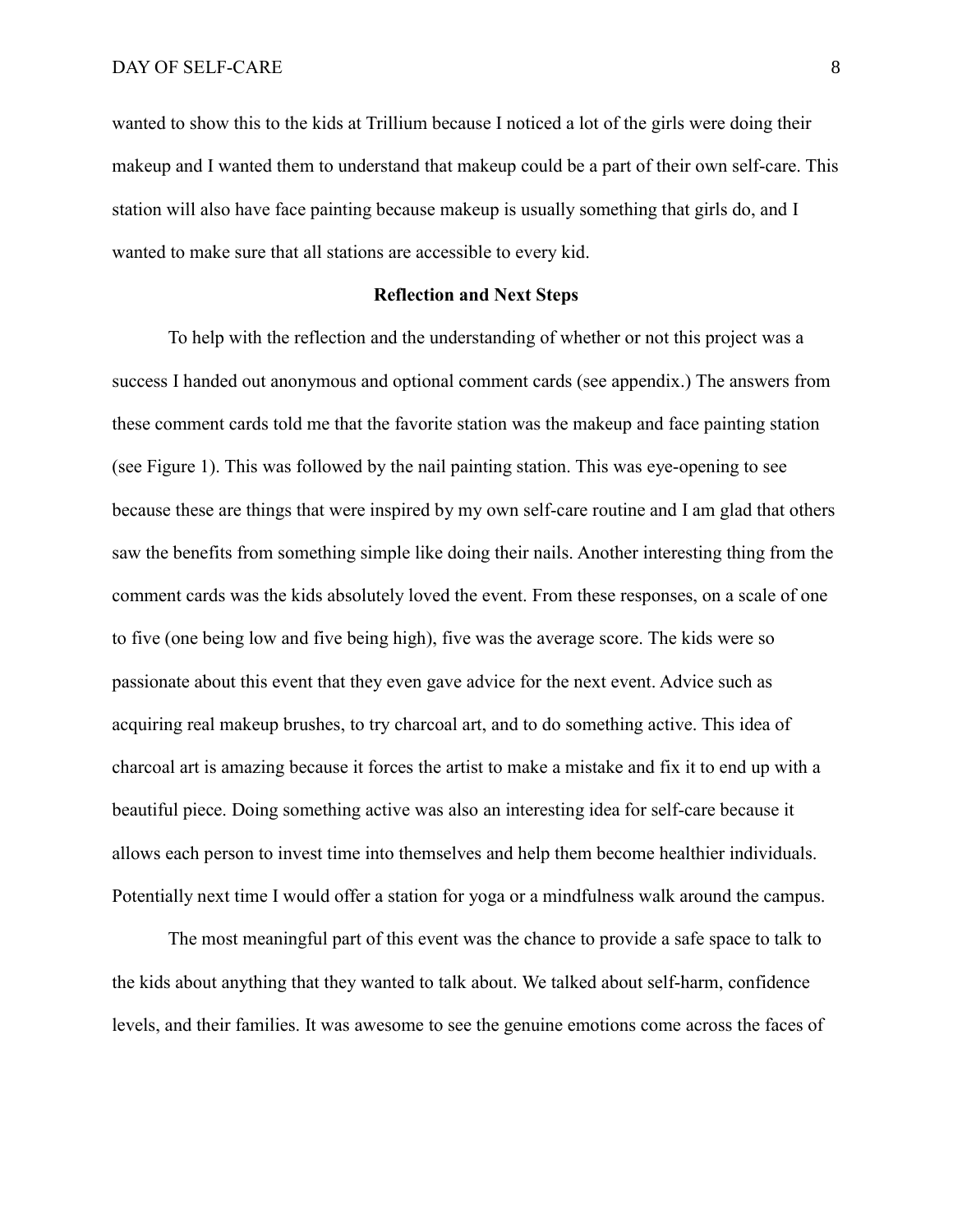wanted to show this to the kids at Trillium because I noticed a lot of the girls were doing their makeup and I wanted them to understand that makeup could be a part of their own self-care. This station will also have face painting because makeup is usually something that girls do, and I wanted to make sure that all stations are accessible to every kid.

## Reflection and Next Steps

To help with the reflection and the understanding of whether or not this project was a success I handed out anonymous and optional comment cards (see appendix.) The answers from these comment cards told me that the favorite station was the makeup and face painting station (see Figure 1). This was followed by the nail painting station. This was eye-opening to see because these are things that were inspired by my own self-care routine and I am glad that others saw the benefits from something simple like doing their nails. Another interesting thing from the comment cards was the kids absolutely loved the event. From these responses, on a scale of one to five (one being low and five being high), five was the average score. The kids were so passionate about this event that they even gave advice for the next event. Advice such as acquiring real makeup brushes, to try charcoal art, and to do something active. This idea of charcoal art is amazing because it forces the artist to make a mistake and fix it to end up with a beautiful piece. Doing something active was also an interesting idea for self-care because it allows each person to invest time into themselves and help them become healthier individuals. Potentially next time I would offer a station for yoga or a mindfulness walk around the campus.

The most meaningful part of this event was the chance to provide a safe space to talk to the kids about anything that they wanted to talk about. We talked about self-harm, confidence levels, and their families. It was awesome to see the genuine emotions come across the faces of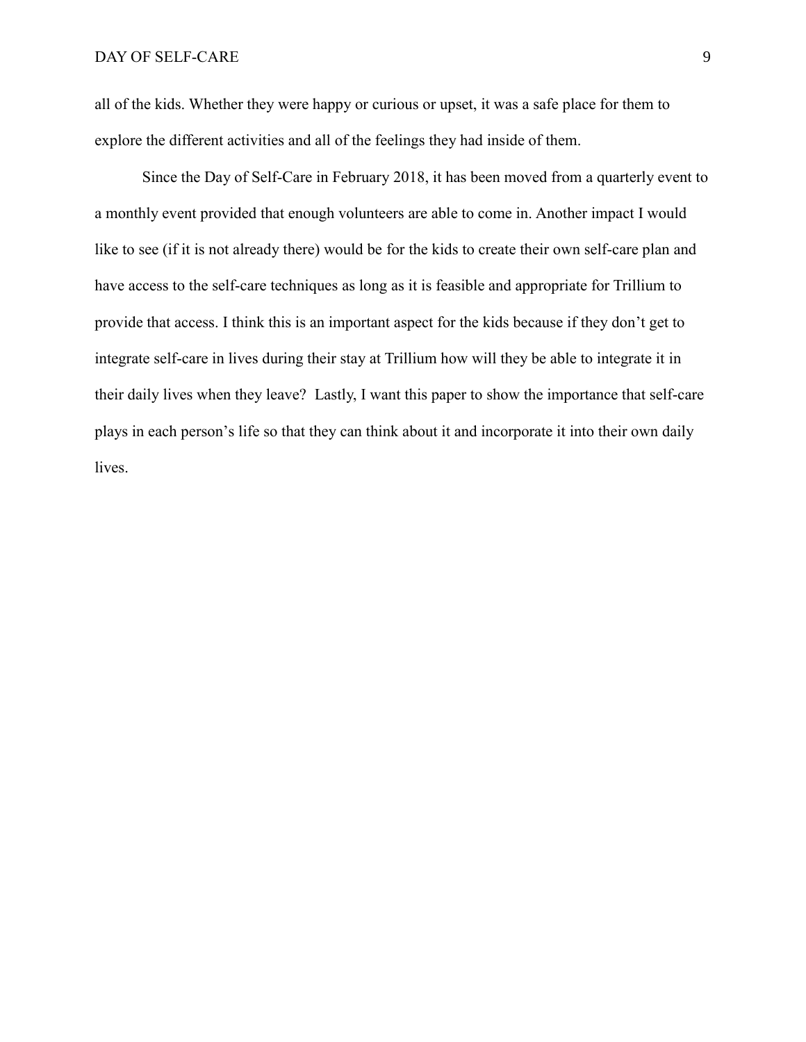all of the kids. Whether they were happy or curious or upset, it was a safe place for them to explore the different activities and all of the feelings they had inside of them.

Since the Day of Self-Care in February 2018, it has been moved from a quarterly event to a monthly event provided that enough volunteers are able to come in. Another impact I would like to see (if it is not already there) would be for the kids to create their own self-care plan and have access to the self-care techniques as long as it is feasible and appropriate for Trillium to provide that access. I think this is an important aspect for the kids because if they don't get to integrate self-care in lives during their stay at Trillium how will they be able to integrate it in their daily lives when they leave? Lastly, I want this paper to show the importance that self-care plays in each person's life so that they can think about it and incorporate it into their own daily lives.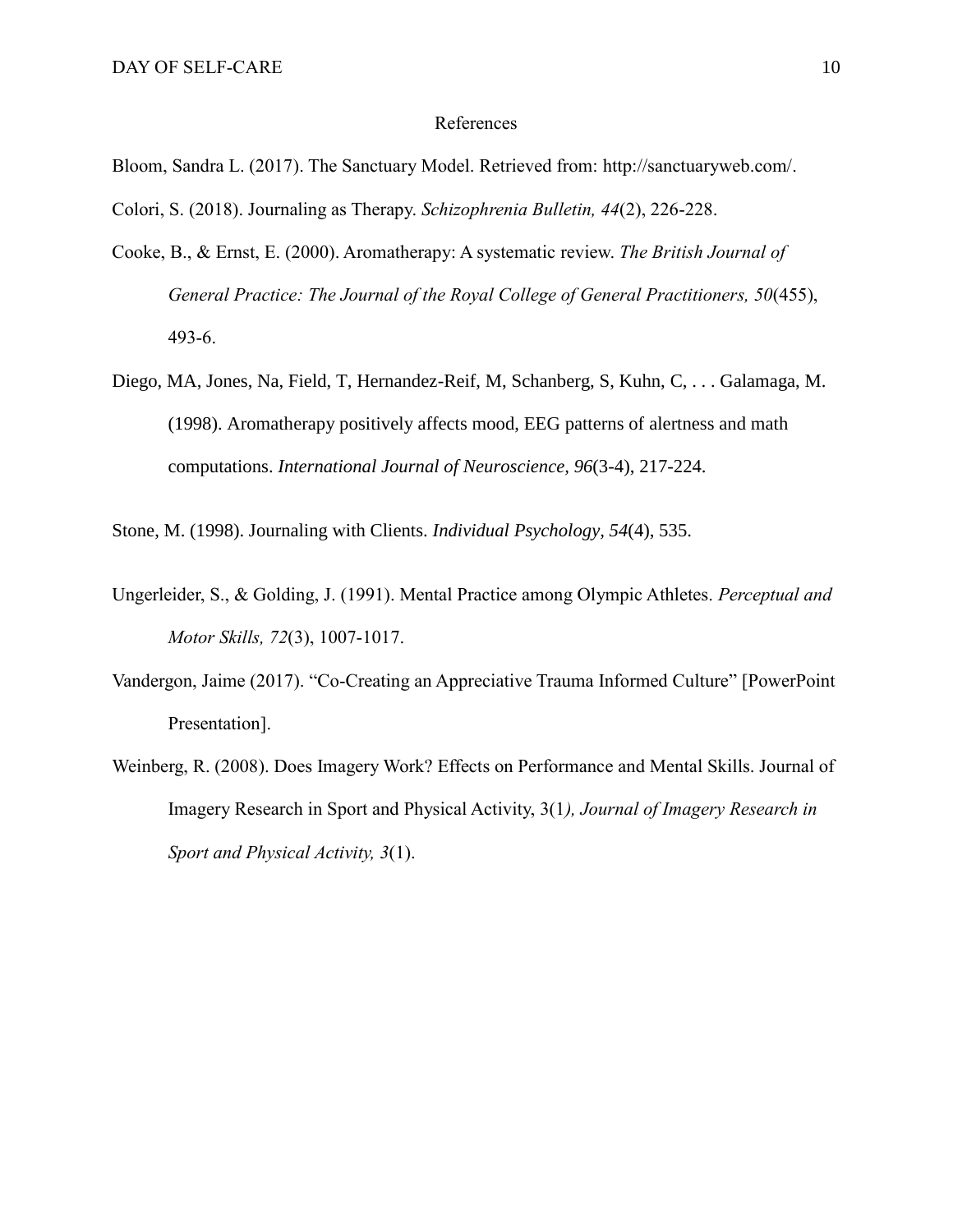# References

Bloom, Sandra L. (2017). The Sanctuary Model. Retrieved from: http://sanctuaryweb.com/.

Colori, S. (2018). Journaling as Therapy. *Schizophrenia Bulletin, 44*(2), 226-228.

Cooke, B., & Ernst, E. (2000). Aromatherapy: A systematic review. *The British Journal of General Practice: The Journal of the Royal College of General Practitioners, 50*(455), 493-6.

Diego, MA, Jones, Na, Field, T, Hernandez-Reif, M, Schanberg, S, Kuhn, C, . . . Galamaga, M. (1998). Aromatherapy positively affects mood, EEG patterns of alertness and math computations. *International Journal of Neuroscience, 96*(3-4), 217-224.

Stone, M. (1998). Journaling with Clients. *Individual Psychology, 54*(4), 535.

Ungerleider, S., & Golding, J. (1991). Mental Practice among Olympic Athletes. *Perceptual and Motor Skills, 72*(3), 1007-1017.

Vandergon, Jaime (2017). "Co-Creating an Appreciative Trauma Informed Culture" [PowerPoint Presentation].

Weinberg, R. (2008). Does Imagery Work? Effects on Performance and Mental Skills. Journal of Imagery Research in Sport and Physical Activity, 3(1*), Journal of Imagery Research in Sport and Physical Activity, 3*(1).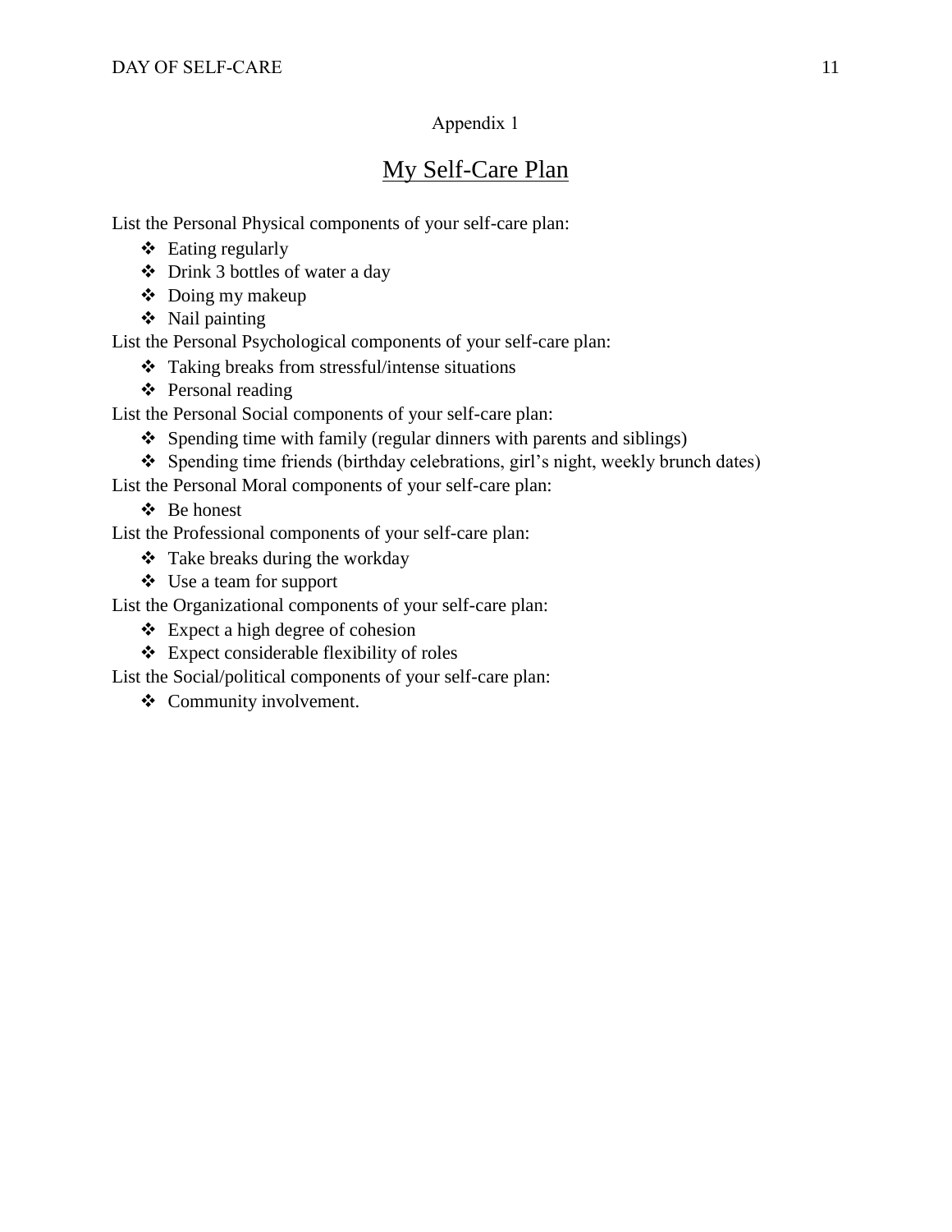Appendix 1

# My Self-Care Plan

List the Personal Physical components of your self-care plan:

- Eating regularly
- Drink 3 bottles of water a day
- Doing my makeup
- Nail painting

List the Personal Psychological components of your self-care plan:

- Taking breaks from stressful/intense situations
- Personal reading

List the Personal Social components of your self-care plan:

- Spending time with family (regular dinners with parents and siblings)
- Spending time friends (birthday celebrations, girl's night, weekly brunch dates)

List the Personal Moral components of your self-care plan:

- Be honest

List the Professional components of your self-care plan:

- Take breaks during the workday
- Use a team for support

List the Organizational components of your self-care plan:

- Expect a high degree of cohesion
- Expect considerable flexibility of roles

List the Social/political components of your self-care plan:

- Community involvement.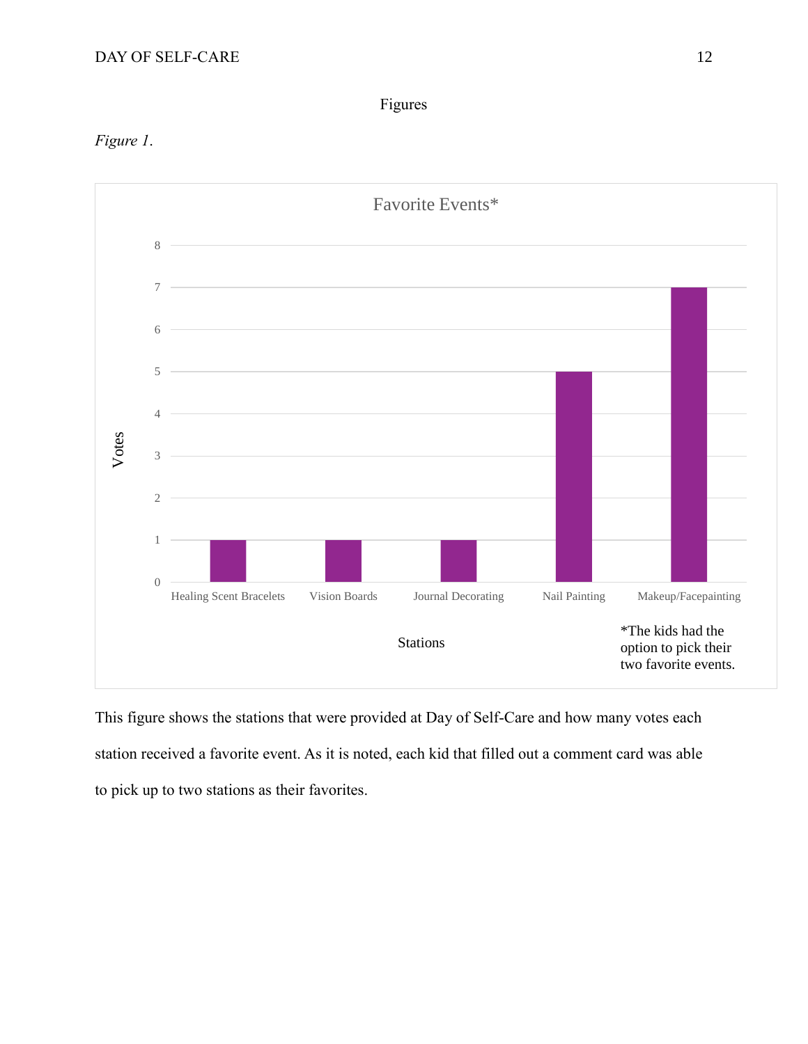Figures

*Figure 1*.

Favorite Events*

8
7
6
5
4
3
2
1
0

Votes

Healing Scent Bracelets
Vision Boards
Journal Decorating
Nail Painting
Makeup/Facepainting

Stations

*The kids had the option to pick their two favorite events.

This figure shows the stations that were provided at Day of Self-Care and how many votes each station received a favorite event. As it is noted, each kid that filled out a comment card was able to pick up to two stations as their favorites.